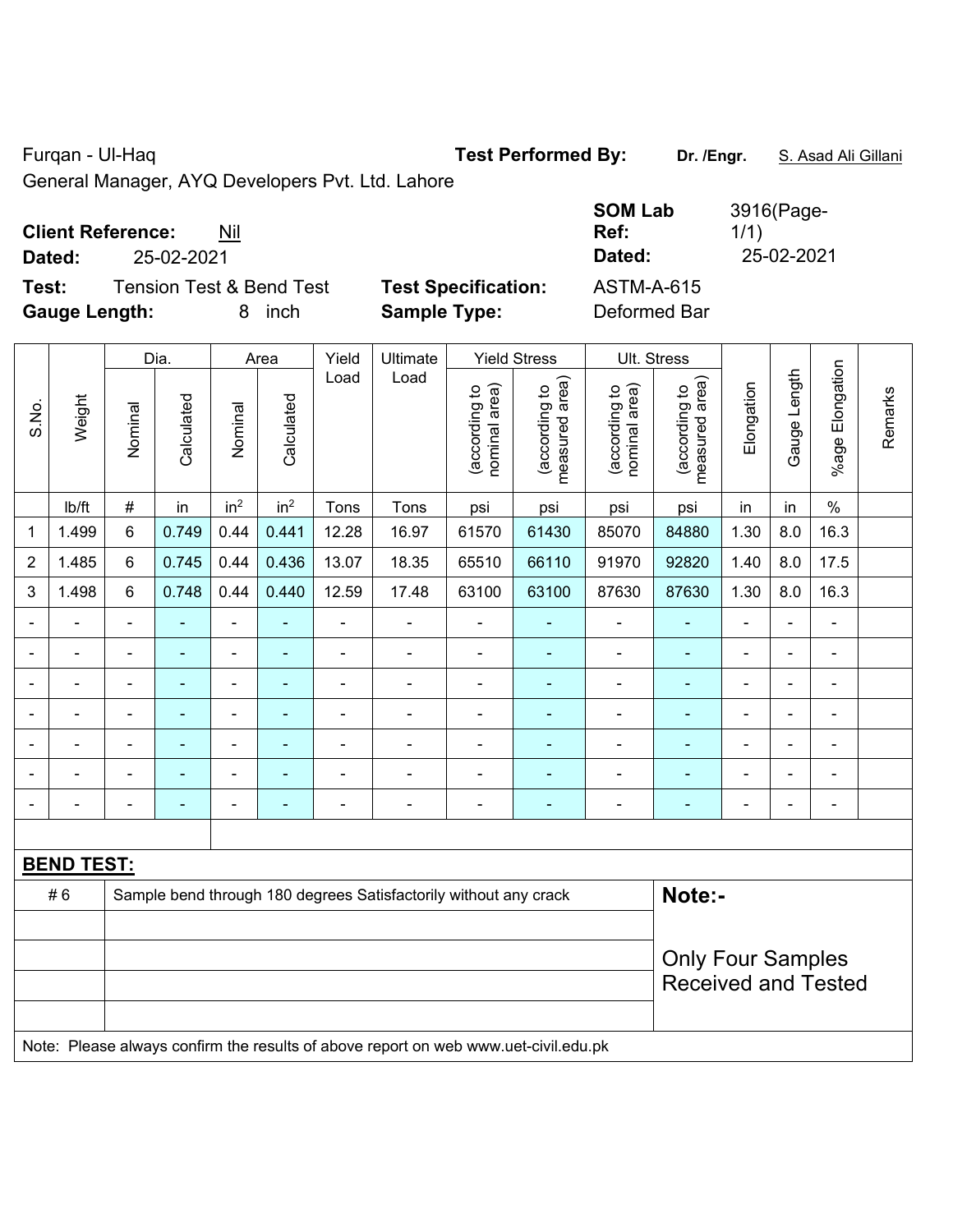Furqan - Ul-Haq

General Manager, AYQ Developers Pvt. Ltd. Lahore

**Test Performed By:** **Dr. /Engr.** S. Asad Ali Gillani

**Client Reference:** Nil

**Dated:** 25-02-2021

**SOM Lab Ref:** 3916(Page-1/1)

**Dated:** 25-02-2021

**Test:** Tension Test & Bend Test

**Test Specification:** ASTM-A-615

**Gauge Length:** 8 inch

**Sample Type:** Deformed Bar

| S.No. | Weight | Dia. | | Area | | Yield Load | Ultimate Load | Yield Stress | | Ult. Stress | | Elongation | Gauge Length | %age Elongation | Remarks |
|---|---|---|---|---|---|---|---|---|---|---|---|---|---|---|---|
| | | Nominal | Calculated | Nominal | Calculated | | | (according to nominal area) | (according to measured area) | (according to nominal area) | (according to measured area) | | | | |
| | lb/ft | # | in | $in^2$ | $in^2$ | Tons | Tons | psi | psi | psi | psi | in | in | % | |
| 1 | 1.499 | 6 | 0.749 | 0.44 | 0.441 | 12.28 | 16.97 | 61570 | 61430 | 85070 | 84880 | 1.30 | 8.0 | 16.3 | |
| 2 | 1.485 | 6 | 0.745 | 0.44 | 0.436 | 13.07 | 18.35 | 65510 | 66110 | 91970 | 92820 | 1.40 | 8.0 | 17.5 | |
| 3 | 1.498 | 6 | 0.748 | 0.44 | 0.440 | 12.59 | 17.48 | 63100 | 63100 | 87630 | 87630 | 1.30 | 8.0 | 16.3 | |
| - | - | - | - | - | - | - | - | - | - | - | - | - | - | - | |
| - | - | - | - | - | - | - | - | - | - | - | - | - | - | - | |
| - | - | - | - | - | - | - | - | - | - | - | - | - | - | - | |
| - | - | - | - | - | - | - | - | - | - | - | - | - | - | - | |
| - | - | - | - | - | - | - | - | - | - | - | - | - | - | - | |
| - | - | - | - | - | - | - | - | - | - | - | - | - | - | - | |
| - | - | - | - | - | - | - | - | - | - | - | - | - | - | - | |

**BEND TEST:**

| | |
|---|---|
| # 6 | Sample bend through 180 degrees Satisfactorily without any crack |

**Note:-**

Only Four Samples Received and Tested

Note: Please always confirm the results of above report on web www.uet-civil.edu.pk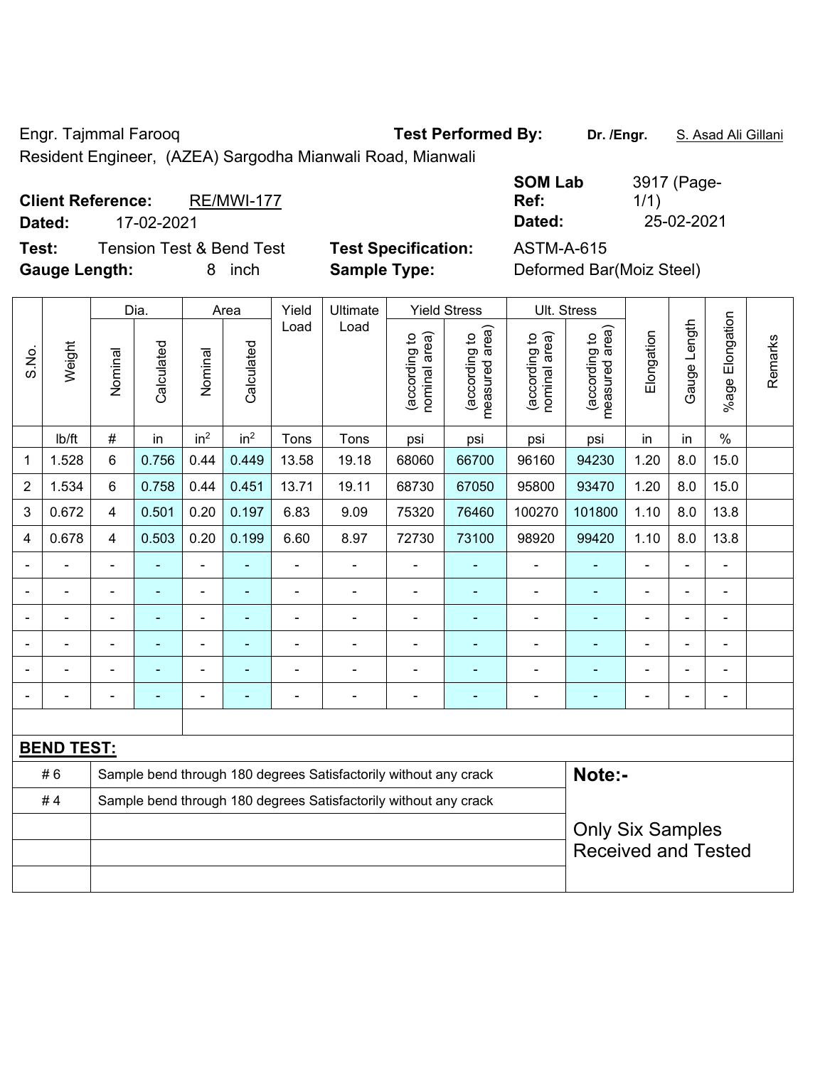Engr. Tajmmal Farooq

Resident Engineer, (AZEA) Sargodha Mianwali Road, Mianwali

**Test Performed By:** **Dr. /Engr.** S. Asad Ali Gillani

**Client Reference:** RE/MWI-177

**Dated:** 17-02-2021

**SOM Lab Ref:** 3917 (Page-1/1)

**Dated:** 25-02-2021

**Test:** Tension Test & Bend Test

**Test Specification:** ASTM-A-615

**Gauge Length:** 8 inch

**Sample Type:** Deformed Bar(Moiz Steel)

| S.No. | Weight | Dia. | | Area | | Yield Load | Ultimate Load | Yield Stress | | Ult. Stress | | Elongation | Gauge Length | %age Elongation | Remarks |
|---|---|---|---|---|---|---|---|---|---|---|---|---|---|---|---|
| | | Nominal | Calculated | Nominal | Calculated | | | (according to nominal area) | (according to measured area) | (according to nominal area) | (according to measured area) | | | | |
| | lb/ft | # | in | $in^2$ | $in^2$ | Tons | Tons | psi | psi | psi | psi | in | in | % | |
| 1 | 1.528 | 6 | 0.756 | 0.44 | 0.449 | 13.58 | 19.18 | 68060 | 66700 | 96160 | 94230 | 1.20 | 8.0 | 15.0 | |
| 2 | 1.534 | 6 | 0.758 | 0.44 | 0.451 | 13.71 | 19.11 | 68730 | 67050 | 95800 | 93470 | 1.20 | 8.0 | 15.0 | |
| 3 | 0.672 | 4 | 0.501 | 0.20 | 0.197 | 6.83 | 9.09 | 75320 | 76460 | 100270 | 101800 | 1.10 | 8.0 | 13.8 | |
| 4 | 0.678 | 4 | 0.503 | 0.20 | 0.199 | 6.60 | 8.97 | 72730 | 73100 | 98920 | 99420 | 1.10 | 8.0 | 13.8 | |
| - | - | - | - | - | - | - | - | - | - | - | - | - | - | - | |
| - | - | - | - | - | - | - | - | - | - | - | - | - | - | - | |
| - | - | - | - | - | - | - | - | - | - | - | - | - | - | - | |
| - | - | - | - | - | - | - | - | - | - | - | - | - | - | - | |
| - | - | - | - | - | - | - | - | - | - | - | - | - | - | - | |
| - | - | - | - | - | - | - | - | - | - | - | - | - | - | - | |

**BEND TEST:**

| | | |
|---|---|---|
| # 6 | Sample bend through 180 degrees Satisfactorily without any crack | **Note:-** |
| # 4 | Sample bend through 180 degrees Satisfactorily without any crack | Only Six Samples Received and Tested |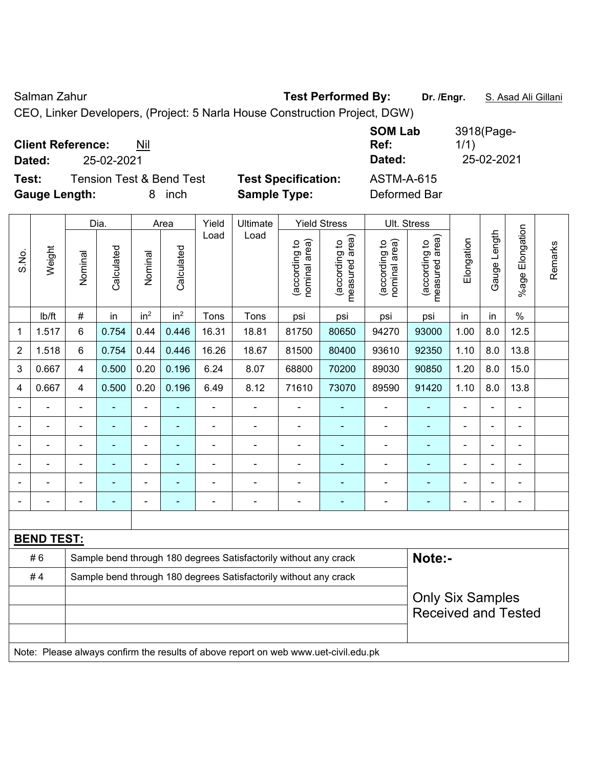Salman Zahur

CEO, Linker Developers, (Project: 5 Narla House Construction Project, DGW)

**Test Performed By:** Dr. /Engr. S. Asad Ali Gillani

**Client Reference:** Nil

**Dated:** 25-02-2021

**SOM Lab Ref:** 3918(Page-1/1)

**Dated:** 25-02-2021

**Test:** Tension Test & Bend Test

**Gauge Length:** 8 inch

**Test Specification:** ASTM-A-615

**Sample Type:** Deformed Bar

| S.No. | Weight | Dia. | | Area | | Yield Load | Ultimate Load | Yield Stress | | Ult. Stress | | Elongation | Gauge Length | %age Elongation | Remarks |
|---|---|---|---|---|---|---|---|---|---|---|---|---|---|---|---|
| | | Nominal | Calculated | Nominal | Calculated | | | (according to nominal area) | (according to measured area) | (according to nominal area) | (according to measured area) | | | | |
| | lb/ft | # | in | in² | in² | Tons | Tons | psi | psi | psi | psi | in | in | % | |
| 1 | 1.517 | 6 | 0.754 | 0.44 | 0.446 | 16.31 | 18.81 | 81750 | 80650 | 94270 | 93000 | 1.00 | 8.0 | 12.5 | |
| 2 | 1.518 | 6 | 0.754 | 0.44 | 0.446 | 16.26 | 18.67 | 81500 | 80400 | 93610 | 92350 | 1.10 | 8.0 | 13.8 | |
| 3 | 0.667 | 4 | 0.500 | 0.20 | 0.196 | 6.24 | 8.07 | 68800 | 70200 | 89030 | 90850 | 1.20 | 8.0 | 15.0 | |
| 4 | 0.667 | 4 | 0.500 | 0.20 | 0.196 | 6.49 | 8.12 | 71610 | 73070 | 89590 | 91420 | 1.10 | 8.0 | 13.8 | |
| - | - | - | - | - | - | - | - | - | - | - | - | - | - | - | |
| - | - | - | - | - | - | - | - | - | - | - | - | - | - | - | |
| - | - | - | - | - | - | - | - | - | - | - | - | - | - | - | |
| - | - | - | - | - | - | - | - | - | - | - | - | - | - | - | |
| - | - | - | - | - | - | - | - | - | - | - | - | - | - | - | |
| - | - | - | - | - | - | - | - | - | - | - | - | - | - | - | |

**BEND TEST:**

| | |
|---|---|
| # 6 | Sample bend through 180 degrees Satisfactorily without any crack |
| # 4 | Sample bend through 180 degrees Satisfactorily without any crack |

**Note:-**

Only Six Samples Received and Tested

Note: Please always confirm the results of above report on web www.uet-civil.edu.pk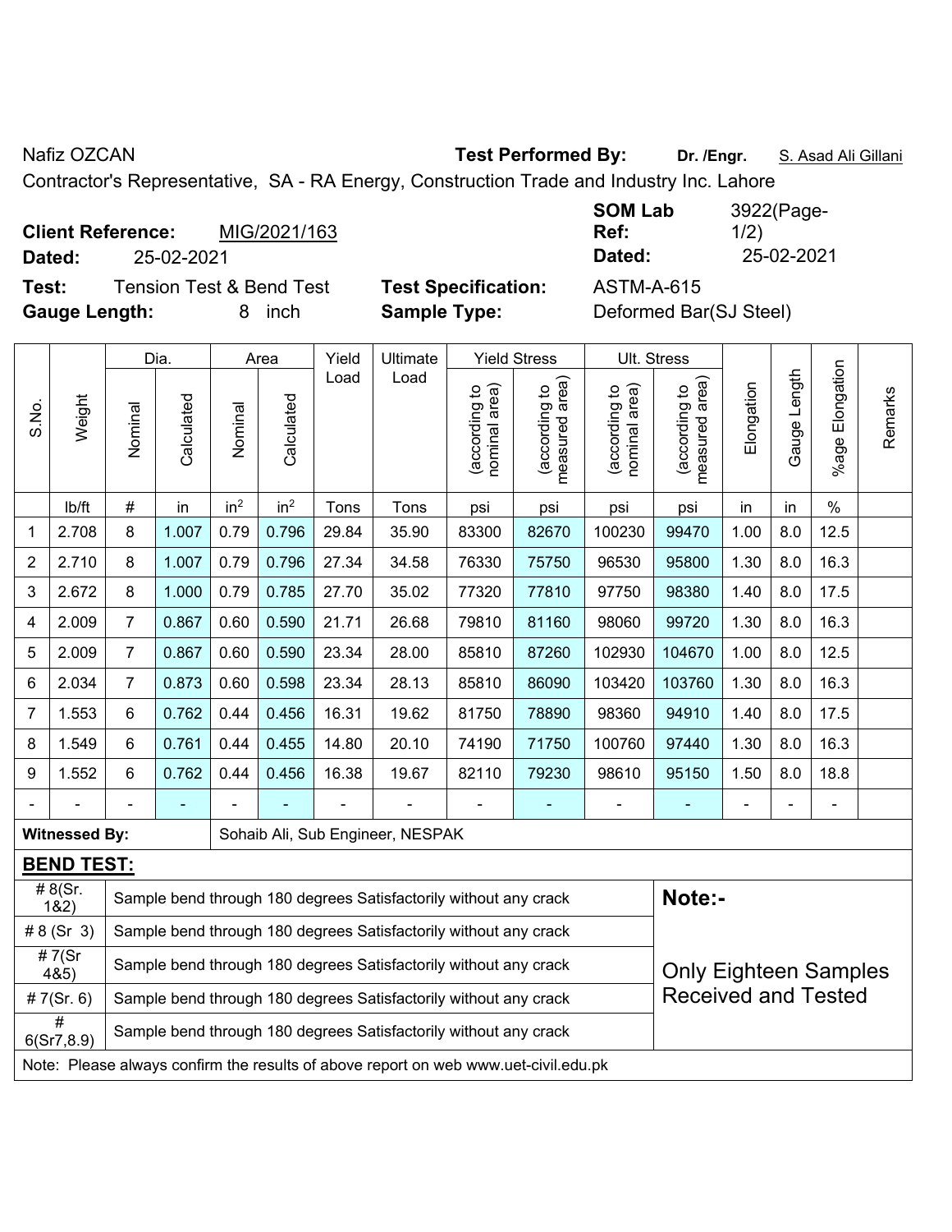Nafiz OZCAN **Test Performed By:** **Dr. /Engr.** S. Asad Ali Gillani

Contractor's Representative, SA - RA Energy, Construction Trade and Industry Inc. Lahore

**Client Reference:** MIG/2021/163 **SOM Lab Ref:** 3922(Page-1/2)

**Dated:** 25-02-2021 **Dated:** 25-02-2021

**Test:** Tension Test & Bend Test **Test Specification:** ASTM-A-615

**Gauge Length:** 8 inch **Sample Type:** Deformed Bar(SJ Steel)

| S.No. | Weight | Dia. | | Area | | Yield Load | Ultimate Load | Yield Stress | | Ult. Stress | | Elongation | Gauge Length | %age Elongation | Remarks |
|---|---|---|---|---|---|---|---|---|---|---|---|---|---|---|---|
| | | Nominal | Calculated | Nominal | Calculated | | | (according to nominal area) | (according to measured area) | (according to nominal area) | (according to measured area) | | | | |
| | lb/ft | # | in | $in^2$ | $in^2$ | Tons | Tons | psi | psi | psi | psi | in | in | % | |
| 1 | 2.708 | 8 | 1.007 | 0.79 | 0.796 | 29.84 | 35.90 | 83300 | 82670 | 100230 | 99470 | 1.00 | 8.0 | 12.5 | |
| 2 | 2.710 | 8 | 1.007 | 0.79 | 0.796 | 27.34 | 34.58 | 76330 | 75750 | 96530 | 95800 | 1.30 | 8.0 | 16.3 | |
| 3 | 2.672 | 8 | 1.000 | 0.79 | 0.785 | 27.70 | 35.02 | 77320 | 77810 | 97750 | 98380 | 1.40 | 8.0 | 17.5 | |
| 4 | 2.009 | 7 | 0.867 | 0.60 | 0.590 | 21.71 | 26.68 | 79810 | 81160 | 98060 | 99720 | 1.30 | 8.0 | 16.3 | |
| 5 | 2.009 | 7 | 0.867 | 0.60 | 0.590 | 23.34 | 28.00 | 85810 | 87260 | 102930 | 104670 | 1.00 | 8.0 | 12.5 | |
| 6 | 2.034 | 7 | 0.873 | 0.60 | 0.598 | 23.34 | 28.13 | 85810 | 86090 | 103420 | 103760 | 1.30 | 8.0 | 16.3 | |
| 7 | 1.553 | 6 | 0.762 | 0.44 | 0.456 | 16.31 | 19.62 | 81750 | 78890 | 98360 | 94910 | 1.40 | 8.0 | 17.5 | |
| 8 | 1.549 | 6 | 0.761 | 0.44 | 0.455 | 14.80 | 20.10 | 74190 | 71750 | 100760 | 97440 | 1.30 | 8.0 | 16.3 | |
| 9 | 1.552 | 6 | 0.762 | 0.44 | 0.456 | 16.38 | 19.67 | 82110 | 79230 | 98610 | 95150 | 1.50 | 8.0 | 18.8 | |
| - | - | - | - | - | - | - | - | - | - | - | - | - | - | - | |

**Witnessed By:** Sohaib Ali, Sub Engineer, NESPAK

**BEND TEST:**

| | | |
|---|---|---|
| # 8(Sr. 1&2) | Sample bend through 180 degrees Satisfactorily without any crack | **Note:-** |
| # 8 (Sr 3) | Sample bend through 180 degrees Satisfactorily without any crack | Only Eighteen Samples Received and Tested |
| # 7(Sr 4&5) | Sample bend through 180 degrees Satisfactorily without any crack | |
| # 7(Sr. 6) | Sample bend through 180 degrees Satisfactorily without any crack | |
| # 6(Sr7,8.9) | Sample bend through 180 degrees Satisfactorily without any crack | |

Note: Please always confirm the results of above report on web www.uet-civil.edu.pk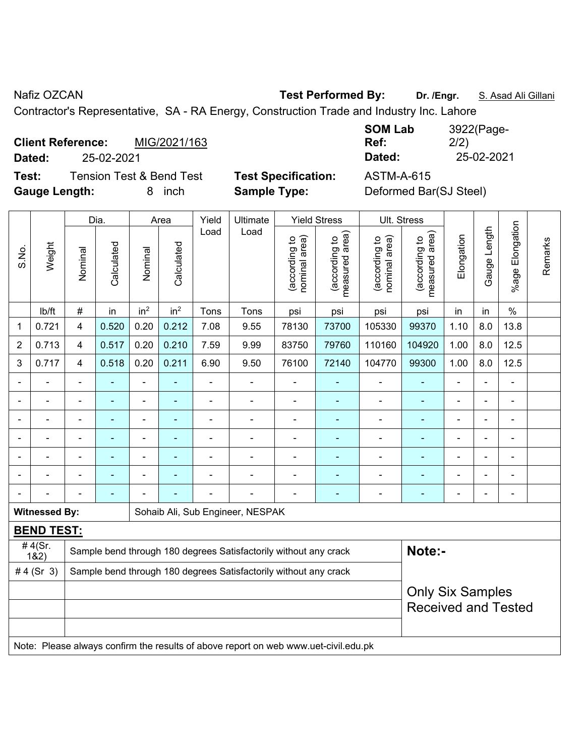Nafiz OZCAN **Test Performed By:** **Dr. /Engr.** S. Asad Ali Gillani

Contractor's Representative, SA - RA Energy, Construction Trade and Industry Inc. Lahore

**Client Reference:** MIG/2021/163 **SOM Lab Ref:** 3922(Page-2/2)

**Dated:** 25-02-2021 **Dated:** 25-02-2021

**Test:** Tension Test & Bend Test **Test Specification:** ASTM-A-615

**Gauge Length:** 8 inch **Sample Type:** Deformed Bar(SJ Steel)

| S.No. | Weight | Dia. | | Area | | Yield Load | Ultimate Load | Yield Stress | | Ult. Stress | | Elongation | Gauge Length | %age Elongation | Remarks |
|---|---|---|---|---|---|---|---|---|---|---|---|---|---|---|---|
| | | Nominal | Calculated | Nominal | Calculated | | | (according to nominal area) | (according to measured area) | (according to nominal area) | (according to measured area) | | | | |
| | lb/ft | # | in | $in^2$ | $in^2$ | Tons | Tons | psi | psi | psi | psi | in | in | % | |
| 1 | 0.721 | 4 | 0.520 | 0.20 | 0.212 | 7.08 | 9.55 | 78130 | 73700 | 105330 | 99370 | 1.10 | 8.0 | 13.8 | |
| 2 | 0.713 | 4 | 0.517 | 0.20 | 0.210 | 7.59 | 9.99 | 83750 | 79760 | 110160 | 104920 | 1.00 | 8.0 | 12.5 | |
| 3 | 0.717 | 4 | 0.518 | 0.20 | 0.211 | 6.90 | 9.50 | 76100 | 72140 | 104770 | 99300 | 1.00 | 8.0 | 12.5 | |
| - | - | - | - | - | - | - | - | - | - | - | - | - | - | - | |
| - | - | - | - | - | - | - | - | - | - | - | - | - | - | - | |
| - | - | - | - | - | - | - | - | - | - | - | - | - | - | - | |
| - | - | - | - | - | - | - | - | - | - | - | - | - | - | - | |
| - | - | - | - | - | - | - | - | - | - | - | - | - | - | - | |
| - | - | - | - | - | - | - | - | - | - | - | - | - | - | - | |
| - | - | - | - | - | - | - | - | - | - | - | - | - | - | - | |

**Witnessed By:** Sohaib Ali, Sub Engineer, NESPAK

**BEND TEST:**

| | |
|---|---|
| # 4(Sr. 1&2) | Sample bend through 180 degrees Satisfactorily without any crack |
| # 4 (Sr 3) | Sample bend through 180 degrees Satisfactorily without any crack |

**Note:-**

Only Six Samples Received and Tested

Note: Please always confirm the results of above report on web www.uet-civil.edu.pk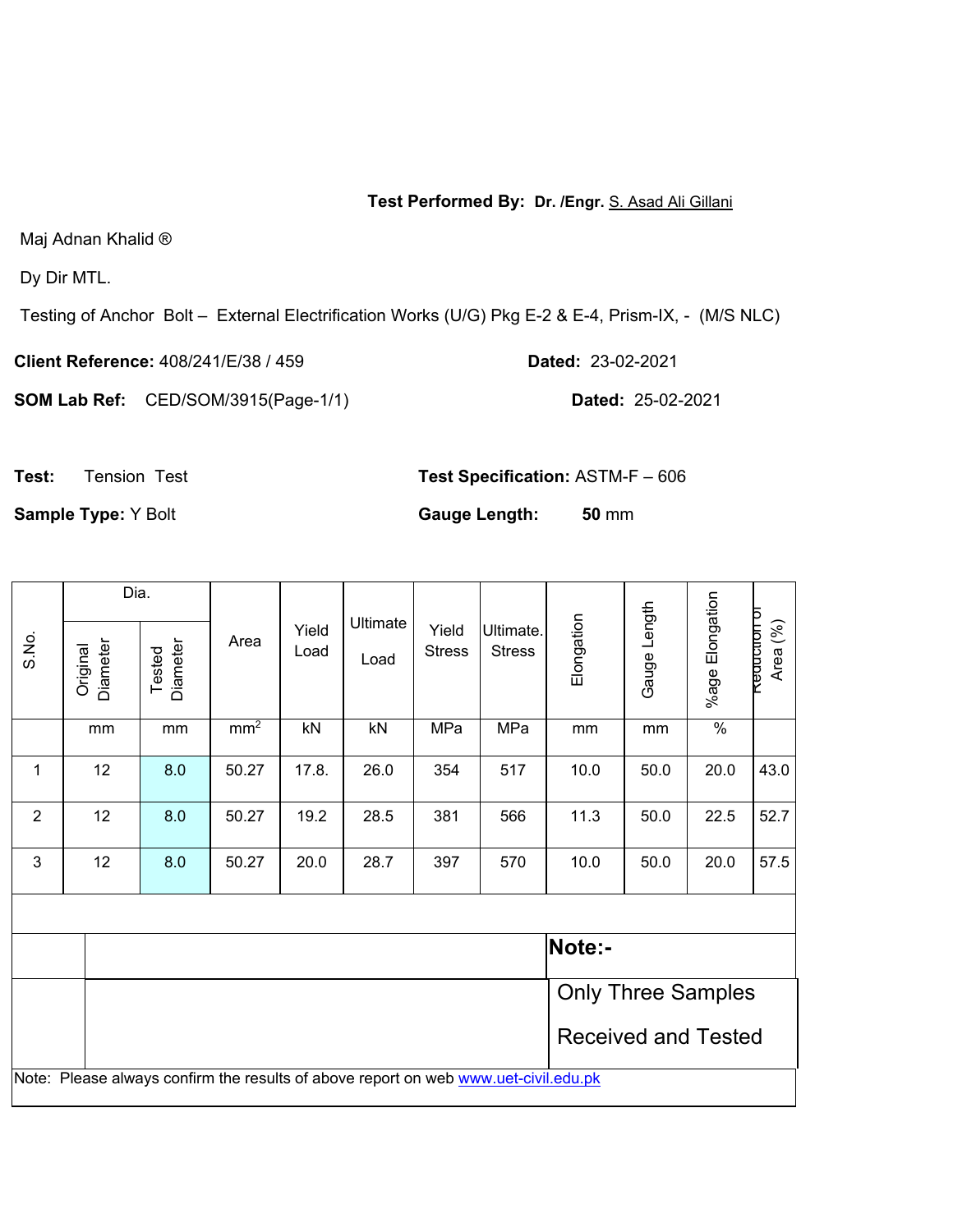**Test Performed By:** **Dr. /Engr.** S. Asad Ali Gillani

Maj Adnan Khalid ®

Dy Dir MTL.

Testing of Anchor Bolt – External Electrification Works (U/G) Pkg E-2 & E-4, Prism-IX, - (M/S NLC)

**Client Reference:** 408/241/E/38 / 459 **Dated:** 23-02-2021

**SOM Lab Ref:** CED/SOM/3915(Page-1/1) **Dated:** 25-02-2021

**Test:** Tension Test **Test Specification:** ASTM-F – 606

**Sample Type:** Y Bolt **Gauge Length:** **50** mm

| S.No. | Dia. | | Area | Yield Load | Ultimate Load | Yield Stress | Ultimate. Stress | Elongation | Gauge Length | %age Elongation | Reduction of Area (%) |
|---|---|---|---|---|---|---|---|---|---|---|---|
| | Original Diameter | Tested Diameter | | | | | | | | | |
| | mm | mm | $mm^2$ | kN | kN | MPa | MPa | mm | mm | % | |
| 1 | 12 | 8.0 | 50.27 | 17.8. | 26.0 | 354 | 517 | 10.0 | 50.0 | 20.0 | 43.0 |
| 2 | 12 | 8.0 | 50.27 | 19.2 | 28.5 | 381 | 566 | 11.3 | 50.0 | 22.5 | 52.7 |
| 3 | 12 | 8.0 | 50.27 | 20.0 | 28.7 | 397 | 570 | 10.0 | 50.0 | 20.0 | 57.5 |

**Note:-**

Only Three Samples Received and Tested

Note: Please always confirm the results of above report on web www.uet-civil.edu.pk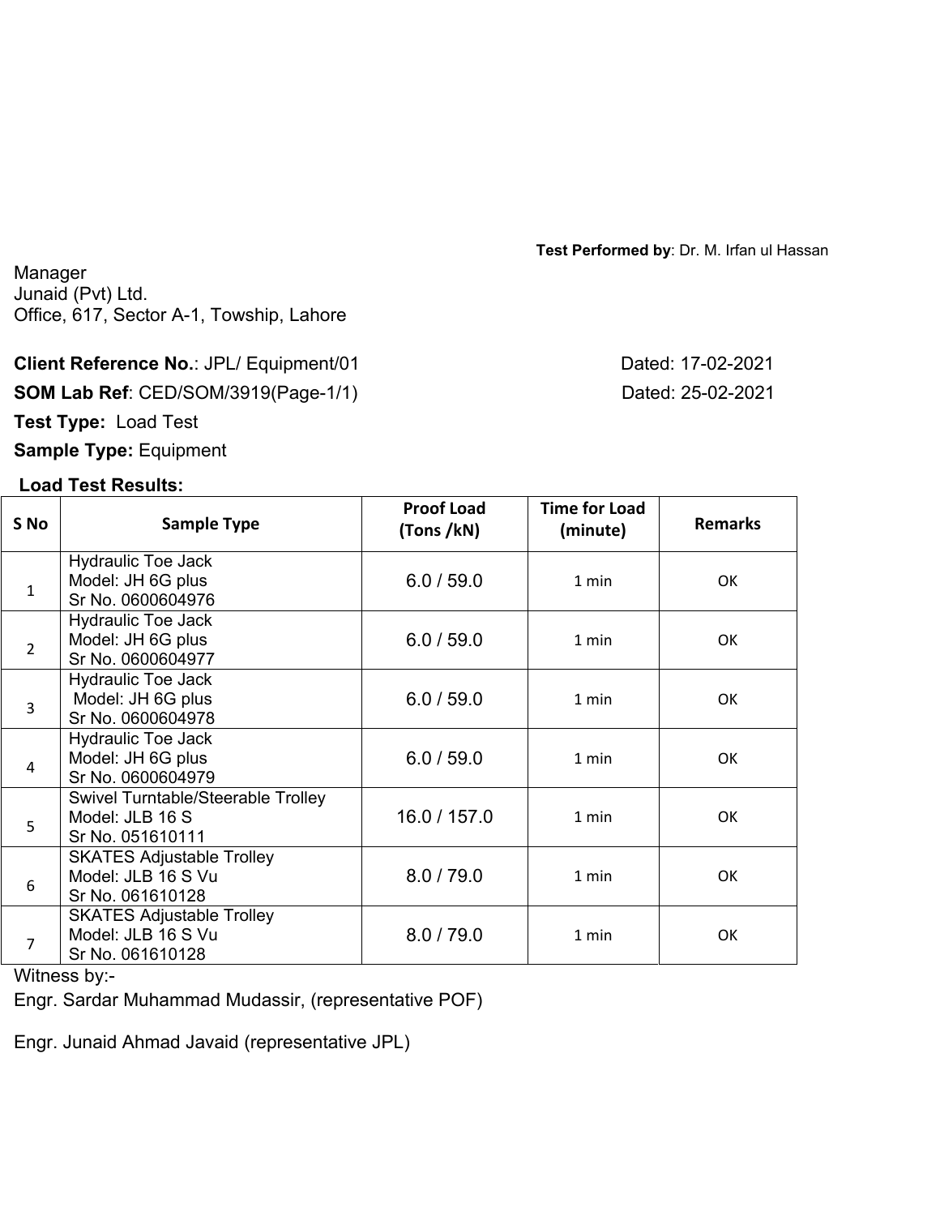**Test Performed by**: Dr. M. Irfan ul Hassan

Manager
Junaid (Pvt) Ltd.
Office, 617, Sector A-1, Towship, Lahore

**Client Reference No.**: JPL/ Equipment/01 Dated: 17-02-2021

**SOM Lab Ref**: CED/SOM/3919(Page-1/1) Dated: 25-02-2021

**Test Type:** Load Test

**Sample Type:** Equipment

**Load Test Results:**

| S No | Sample Type | Proof Load (Tons /kN) | Time for Load (minute) | Remarks |
|---|---|---|---|---|
| 1 | Hydraulic Toe Jack<br>Model: JH 6G plus<br>Sr No. 0600604976 | 6.0 / 59.0 | 1 min | OK |
| 2 | Hydraulic Toe Jack<br>Model: JH 6G plus<br>Sr No. 0600604977 | 6.0 / 59.0 | 1 min | OK |
| 3 | Hydraulic Toe Jack<br>Model: JH 6G plus<br>Sr No. 0600604978 | 6.0 / 59.0 | 1 min | OK |
| 4 | Hydraulic Toe Jack<br>Model: JH 6G plus<br>Sr No. 0600604979 | 6.0 / 59.0 | 1 min | OK |
| 5 | Swivel Turntable/Steerable Trolley<br>Model: JLB 16 S<br>Sr No. 051610111 | 16.0 / 157.0 | 1 min | OK |
| 6 | SKATES Adjustable Trolley<br>Model: JLB 16 S Vu<br>Sr No. 061610128 | 8.0 / 79.0 | 1 min | OK |
| 7 | SKATES Adjustable Trolley<br>Model: JLB 16 S Vu<br>Sr No. 061610128 | 8.0 / 79.0 | 1 min | OK |

Witness by:-

Engr. Sardar Muhammad Mudassir, (representative POF)

Engr. Junaid Ahmad Javaid (representative JPL)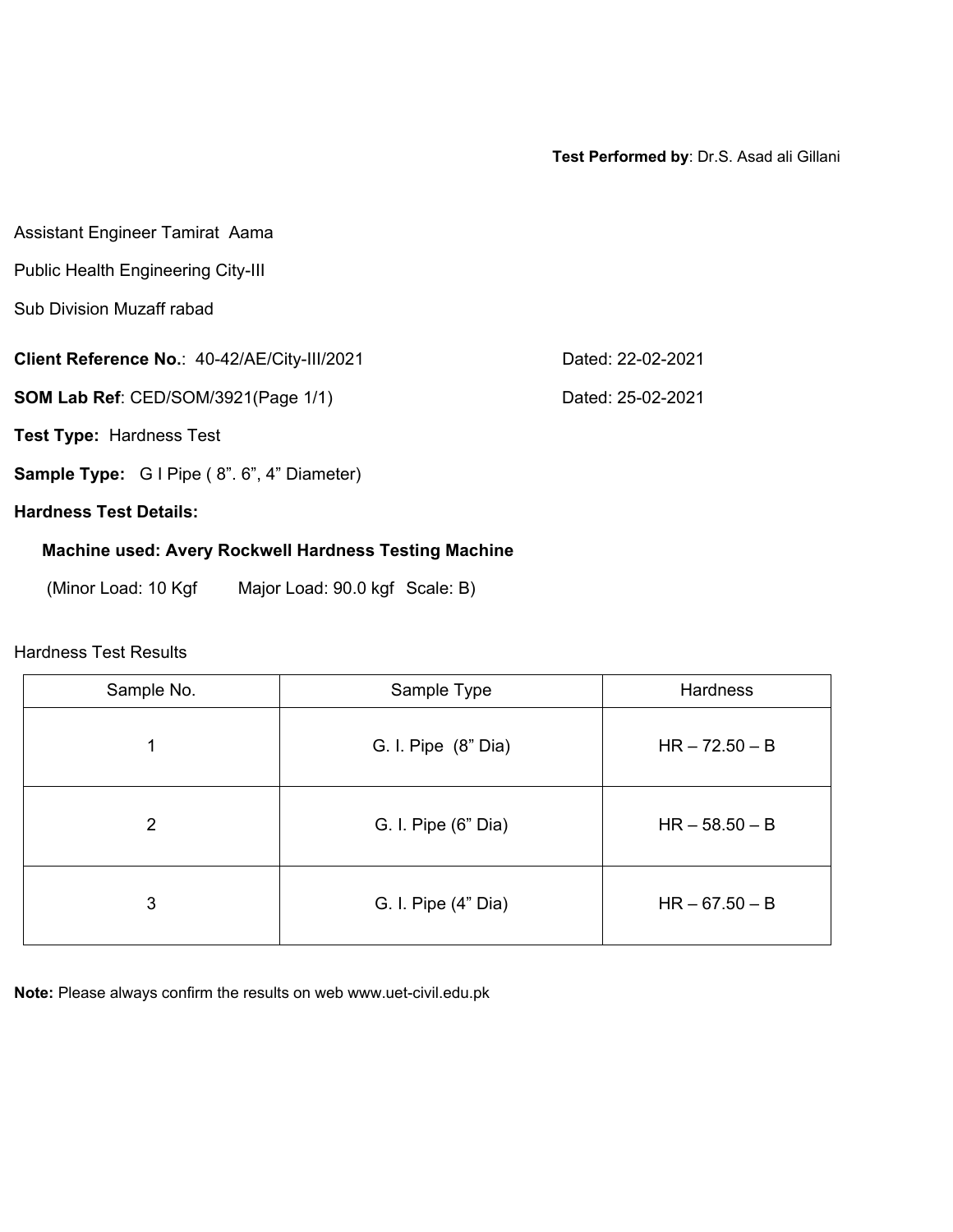**Test Performed by**: Dr.S. Asad ali Gillani

Assistant Engineer Tamirat Aama

Public Health Engineering City-III

Sub Division Muzaff rabad

**Client Reference No.**: 40-42/AE/City-III/2021 Dated: 22-02-2021

**SOM Lab Ref**: CED/SOM/3921(Page 1/1) Dated: 25-02-2021

**Test Type:** Hardness Test

**Sample Type:** G I Pipe ( 8". 6", 4" Diameter)

**Hardness Test Details:**

**Machine used: Avery Rockwell Hardness Testing Machine**

(Minor Load: 10 Kgf Major Load: 90.0 kgf Scale: B)

Hardness Test Results

| Sample No. | Sample Type | Hardness |
|---|---|---|
| 1 | G. I. Pipe (8" Dia) | HR – 72.50 – B |
| 2 | G. I. Pipe (6" Dia) | HR – 58.50 – B |
| 3 | G. I. Pipe (4" Dia) | HR – 67.50 – B |

**Note:** Please always confirm the results on web www.uet-civil.edu.pk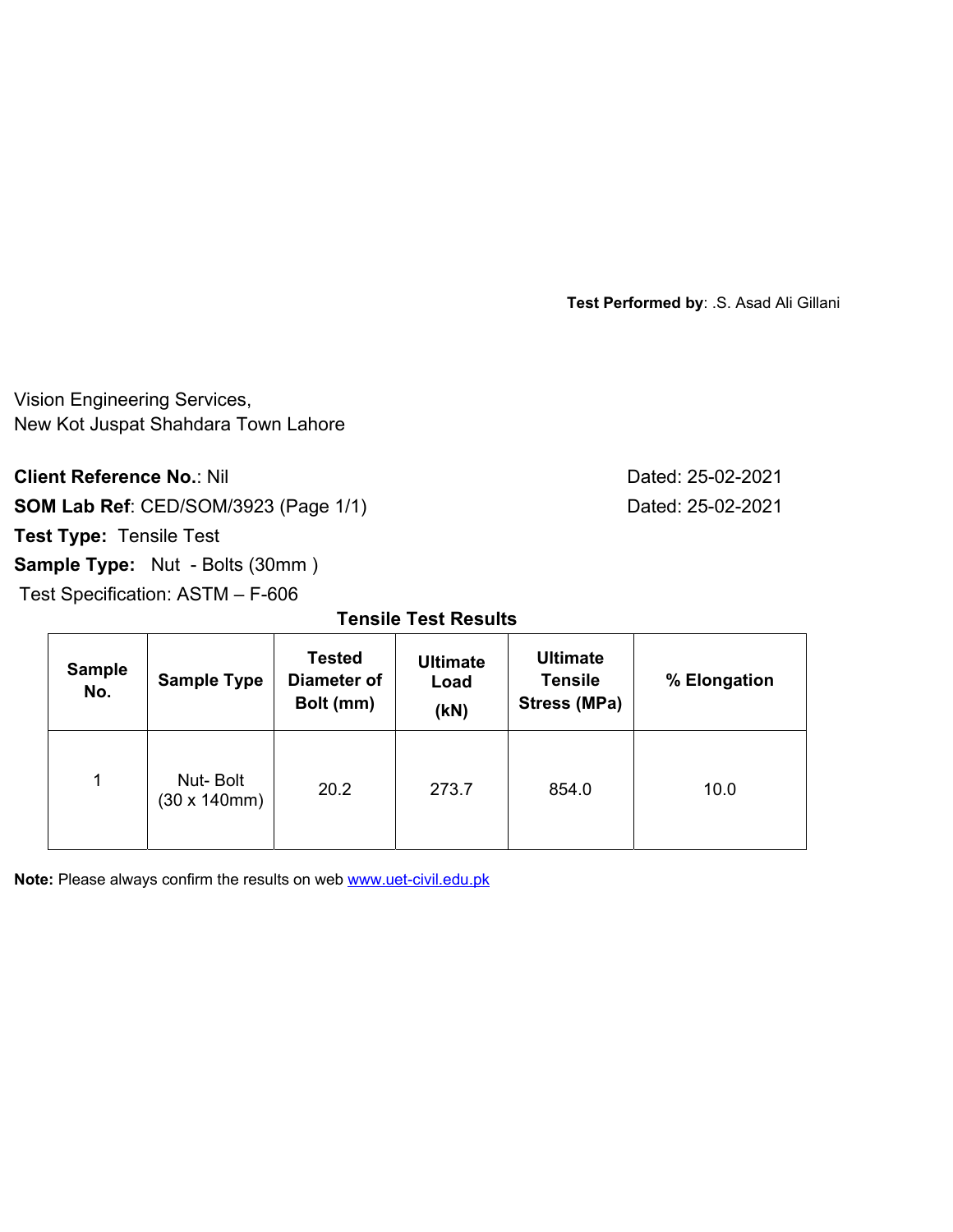**Test Performed by**: .S. Asad Ali Gillani

Vision Engineering Services,
New Kot Juspat Shahdara Town Lahore

**Client Reference No.**: Nil Dated: 25-02-2021

**SOM Lab Ref**: CED/SOM/3923 (Page 1/1) Dated: 25-02-2021

**Test Type:** Tensile Test

**Sample Type:** Nut - Bolts (30mm )

Test Specification: ASTM – F-606

**Tensile Test Results**

| Sample No. | Sample Type | Tested Diameter of Bolt (mm) | Ultimate Load (kN) | Ultimate Tensile Stress (MPa) | % Elongation |
|---|---|---|---|---|---|
| 1 | Nut- Bolt (30 x 140mm) | 20.2 | 273.7 | 854.0 | 10.0 |

**Note:** Please always confirm the results on web www.uet-civil.edu.pk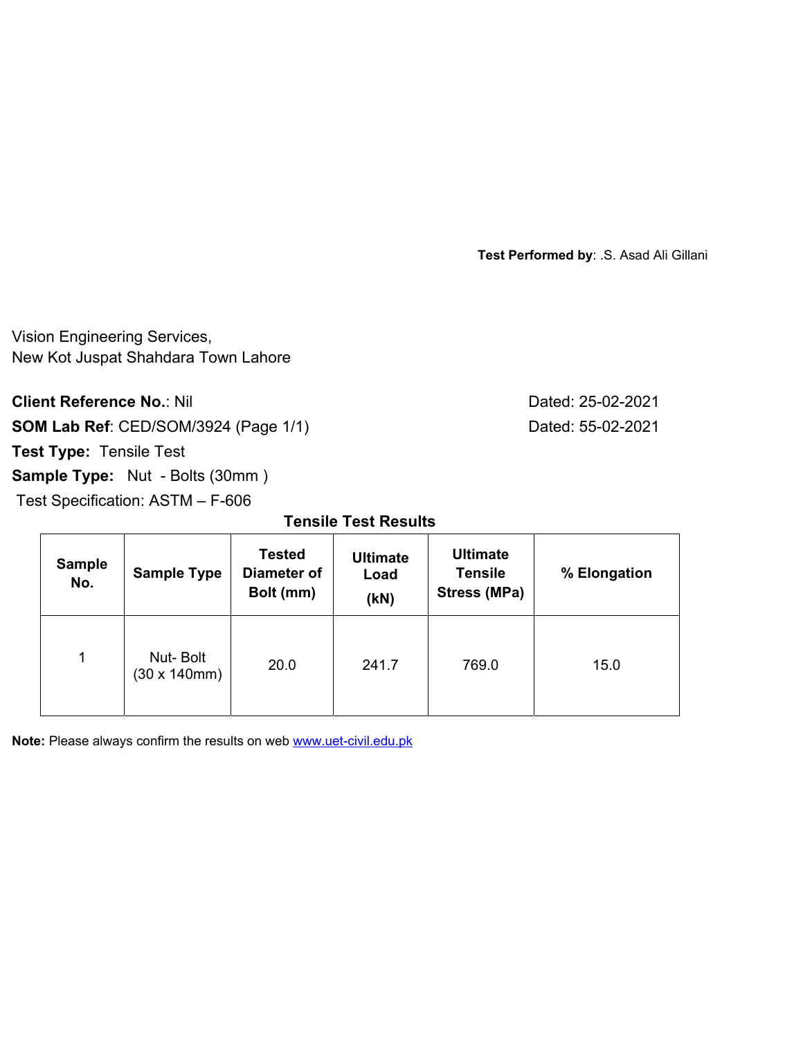**Test Performed by**: .S. Asad Ali Gillani

Vision Engineering Services,
New Kot Juspat Shahdara Town Lahore

**Client Reference No.**: Nil　　　　　　　　　　Dated: 25-02-2021

**SOM Lab Ref**: CED/SOM/3924 (Page 1/1)　　　　　　Dated: 55-02-2021

**Test Type:** Tensile Test

**Sample Type:** Nut - Bolts (30mm )

Test Specification: ASTM – F-606

**Tensile Test Results**

| Sample No. | Sample Type | Tested Diameter of Bolt (mm) | Ultimate Load (kN) | Ultimate Tensile Stress (MPa) | % Elongation |
|---|---|---|---|---|---|
| 1 | Nut- Bolt (30 x 140mm) | 20.0 | 241.7 | 769.0 | 15.0 |

**Note:** Please always confirm the results on web www.uet-civil.edu.pk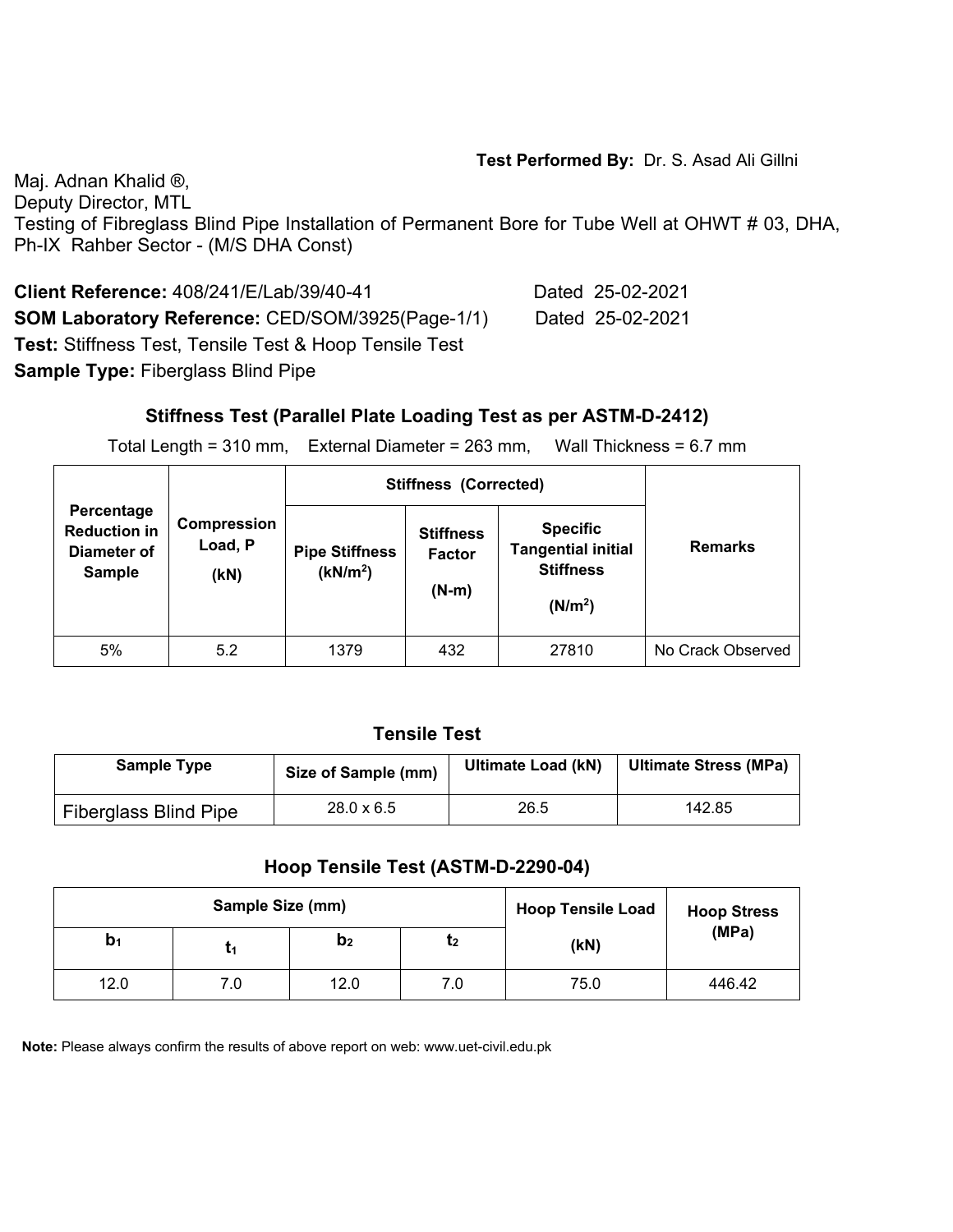**Test Performed By:** Dr. S. Asad Ali Gillni

Maj. Adnan Khalid ®,
Deputy Director, MTL
Testing of Fibreglass Blind Pipe Installation of Permanent Bore for Tube Well at OHWT # 03, DHA, Ph-IX Rahber Sector - (M/S DHA Const)

**Client Reference:** 408/241/E/Lab/39/40-41 Dated 25-02-2021
**SOM Laboratory Reference:** CED/SOM/3925(Page-1/1) Dated 25-02-2021
**Test:** Stiffness Test, Tensile Test & Hoop Tensile Test
**Sample Type:** Fiberglass Blind Pipe

### Stiffness Test (Parallel Plate Loading Test as per ASTM-D-2412)

Total Length = 310 mm, External Diameter = 263 mm, Wall Thickness = 6.7 mm

| Percentage Reduction in Diameter of Sample | Compression Load, P (kN) | Stiffness (Corrected) | | | Remarks |
|---|---|---|---|---|---|
| | | Pipe Stiffness ($kN/m^2$) | Stiffness Factor (N-m) | Specific Tangential initial Stiffness ($N/m^2$) | |
| 5% | 5.2 | 1379 | 432 | 27810 | No Crack Observed |

### Tensile Test

| Sample Type | Size of Sample (mm) | Ultimate Load (kN) | Ultimate Stress (MPa) |
|---|---|---|---|
| Fiberglass Blind Pipe | 28.0 x 6.5 | 26.5 | 142.85 |

### Hoop Tensile Test (ASTM-D-2290-04)

| Sample Size (mm) | | | | Hoop Tensile Load (kN) | Hoop Stress (MPa) |
|---|---|---|---|---|---|
| $b_1$ | $t_1$ | $b_2$ | $t_2$ | | |
| 12.0 | 7.0 | 12.0 | 7.0 | 75.0 | 446.42 |

**Note:** Please always confirm the results of above report on web: www.uet-civil.edu.pk